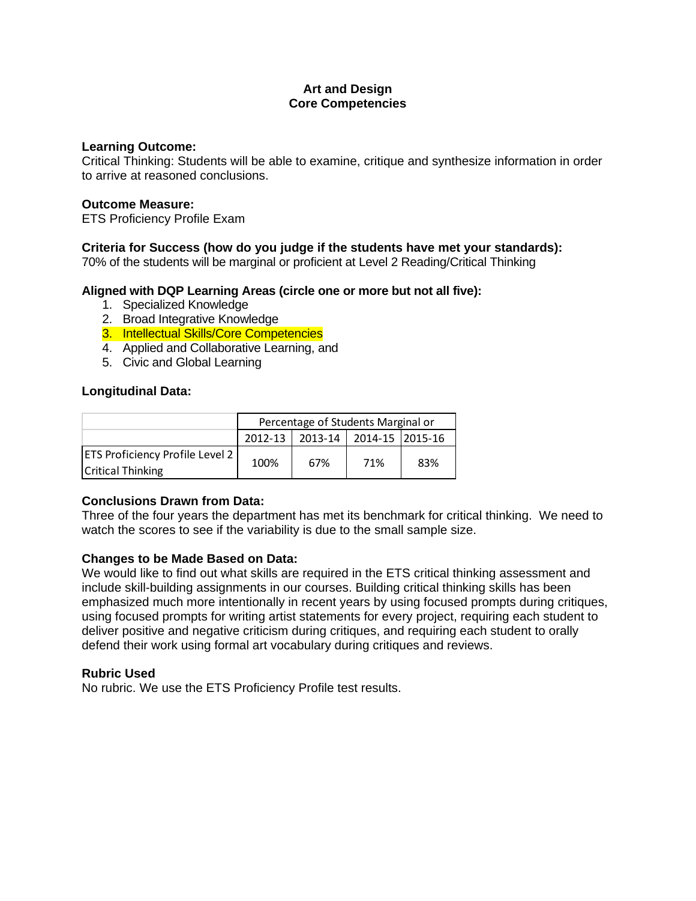**Art and Design**
**Core Competencies**

**Learning Outcome:**
Critical Thinking: Students will be able to examine, critique and synthesize information in order to arrive at reasoned conclusions.

**Outcome Measure:**
ETS Proficiency Profile Exam

**Criteria for Success (how do you judge if the students have met your standards):**
70% of the students will be marginal or proficient at Level 2 Reading/Critical Thinking

**Aligned with DQP Learning Areas (circle one or more but not all five):**

1. Specialized Knowledge
2. Broad Integrative Knowledge
3. Intellectual Skills/Core Competencies
4. Applied and Collaborative Learning, and
5. Civic and Global Learning

**Longitudinal Data:**

| | Percentage of Students Marginal or | | | |
|---|---|---|---|---|
| | 2012-13 | 2013-14 | 2014-15 | 2015-16 |
| ETS Proficiency Profile Level 2 Critical Thinking | 100% | 67% | 71% | 83% |

**Conclusions Drawn from Data:**
Three of the four years the department has met its benchmark for critical thinking. We need to watch the scores to see if the variability is due to the small sample size.

**Changes to be Made Based on Data:**
We would like to find out what skills are required in the ETS critical thinking assessment and include skill-building assignments in our courses. Building critical thinking skills has been emphasized much more intentionally in recent years by using focused prompts during critiques, using focused prompts for writing artist statements for every project, requiring each student to deliver positive and negative criticism during critiques, and requiring each student to orally defend their work using formal art vocabulary during critiques and reviews.

**Rubric Used**
No rubric. We use the ETS Proficiency Profile test results.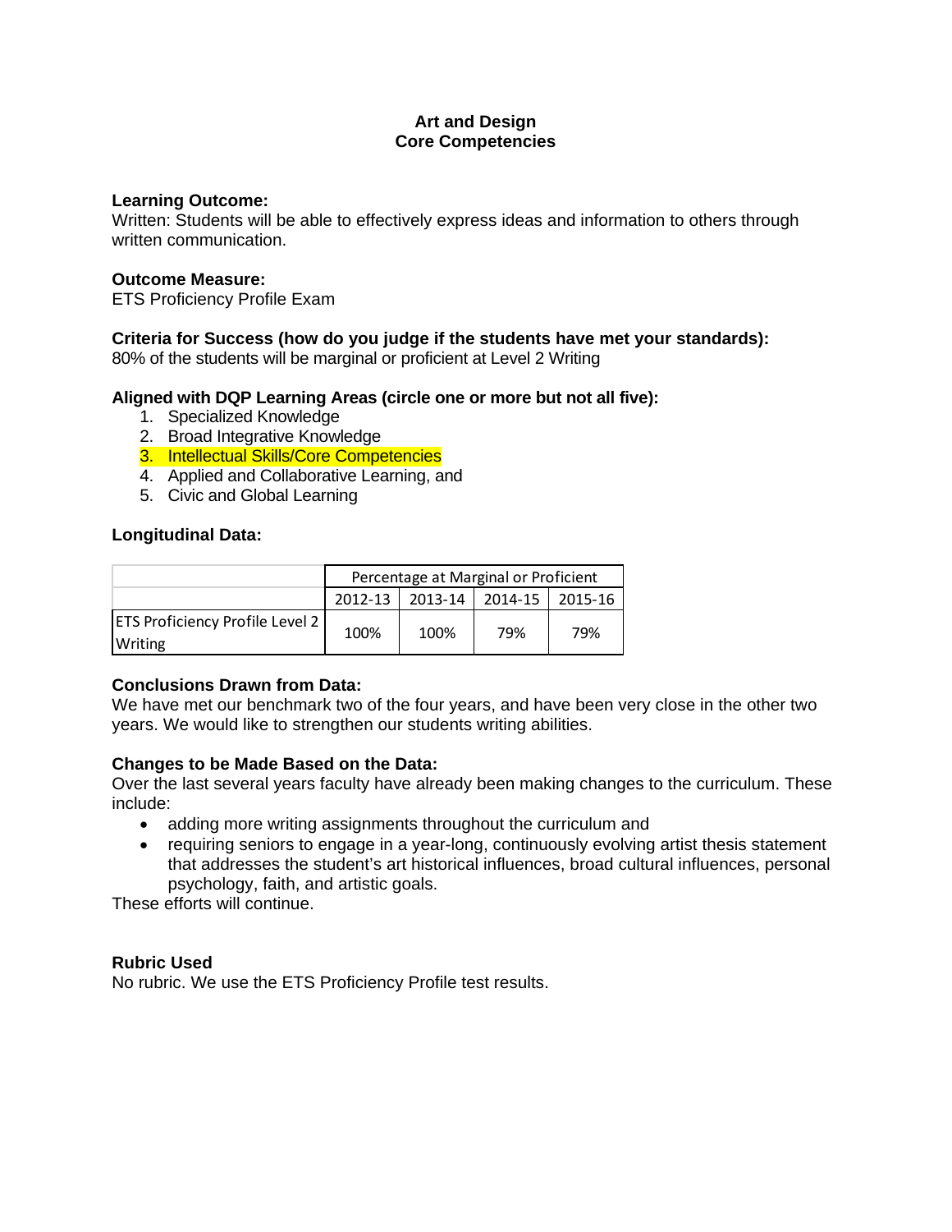# Art and Design
# Core Competencies

**Learning Outcome:**
Written: Students will be able to effectively express ideas and information to others through written communication.

**Outcome Measure:**
ETS Proficiency Profile Exam

**Criteria for Success (how do you judge if the students have met your standards):**
80% of the students will be marginal or proficient at Level 2 Writing

**Aligned with DQP Learning Areas (circle one or more but not all five):**

1. Specialized Knowledge
2. Broad Integrative Knowledge
3. Intellectual Skills/Core Competencies
4. Applied and Collaborative Learning, and
5. Civic and Global Learning

**Longitudinal Data:**

| | Percentage at Marginal or Proficient | | | |
|---|---|---|---|---|
| | 2012-13 | 2013-14 | 2014-15 | 2015-16 |
| ETS Proficiency Profile Level 2 Writing | 100% | 100% | 79% | 79% |

**Conclusions Drawn from Data:**
We have met our benchmark two of the four years, and have been very close in the other two years. We would like to strengthen our students writing abilities.

**Changes to be Made Based on the Data:**
Over the last several years faculty have already been making changes to the curriculum. These include:

- adding more writing assignments throughout the curriculum and
- requiring seniors to engage in a year-long, continuously evolving artist thesis statement that addresses the student's art historical influences, broad cultural influences, personal psychology, faith, and artistic goals.

These efforts will continue.

**Rubric Used**
No rubric. We use the ETS Proficiency Profile test results.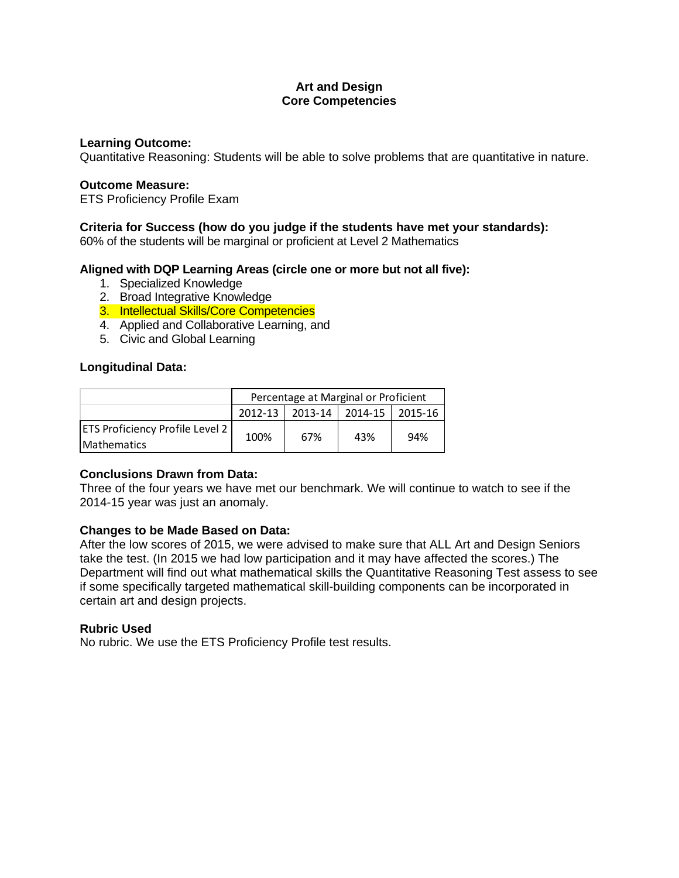**Art and Design**
**Core Competencies**

**Learning Outcome:**
Quantitative Reasoning: Students will be able to solve problems that are quantitative in nature.

**Outcome Measure:**
ETS Proficiency Profile Exam

**Criteria for Success (how do you judge if the students have met your standards):**
60% of the students will be marginal or proficient at Level 2 Mathematics

**Aligned with DQP Learning Areas (circle one or more but not all five):**

1. Specialized Knowledge
2. Broad Integrative Knowledge
3. Intellectual Skills/Core Competencies
4. Applied and Collaborative Learning, and
5. Civic and Global Learning

**Longitudinal Data:**

| | Percentage at Marginal or Proficient | | | |
|---|---|---|---|---|
| | 2012-13 | 2013-14 | 2014-15 | 2015-16 |
| ETS Proficiency Profile Level 2 Mathematics | 100% | 67% | 43% | 94% |

**Conclusions Drawn from Data:**
Three of the four years we have met our benchmark. We will continue to watch to see if the 2014-15 year was just an anomaly.

**Changes to be Made Based on Data:**
After the low scores of 2015, we were advised to make sure that ALL Art and Design Seniors take the test. (In 2015 we had low participation and it may have affected the scores.) The Department will find out what mathematical skills the Quantitative Reasoning Test assess to see if some specifically targeted mathematical skill-building components can be incorporated in certain art and design projects.

**Rubric Used**
No rubric. We use the ETS Proficiency Profile test results.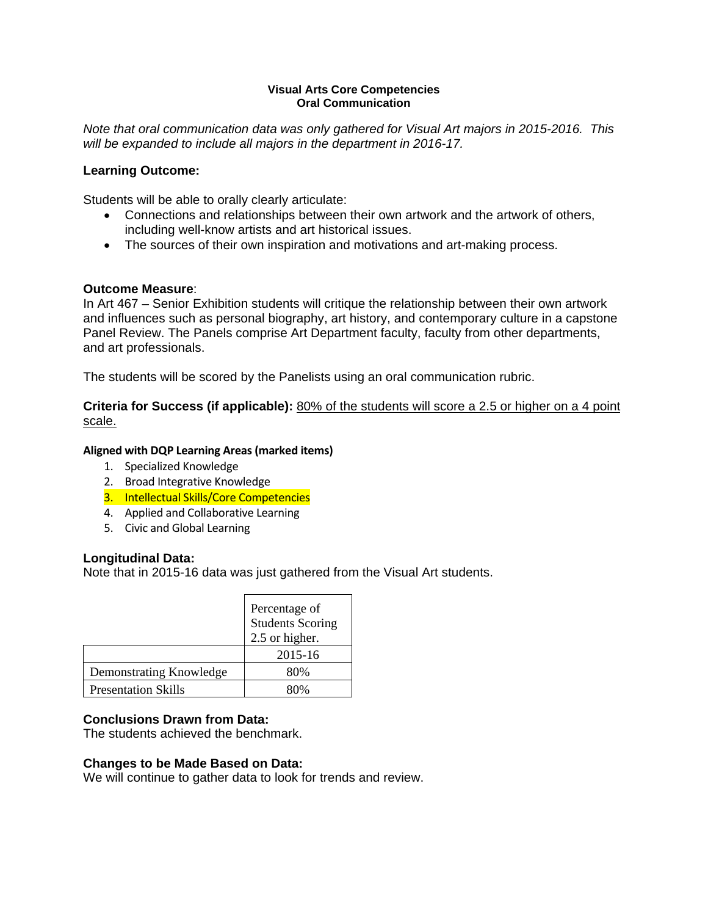**Visual Arts Core Competencies**
**Oral Communication**

*Note that oral communication data was only gathered for Visual Art majors in 2015-2016. This will be expanded to include all majors in the department in 2016-17.*

**Learning Outcome:**

Students will be able to orally clearly articulate:

- Connections and relationships between their own artwork and the artwork of others, including well-know artists and art historical issues.
- The sources of their own inspiration and motivations and art-making process.

**Outcome Measure**:
In Art 467 – Senior Exhibition students will critique the relationship between their own artwork and influences such as personal biography, art history, and contemporary culture in a capstone Panel Review. The Panels comprise Art Department faculty, faculty from other departments, and art professionals.

The students will be scored by the Panelists using an oral communication rubric.

**Criteria for Success (if applicable):** 80% of the students will score a 2.5 or higher on a 4 point scale.

**Aligned with DQP Learning Areas (marked items)**

1. Specialized Knowledge
2. Broad Integrative Knowledge
3. Intellectual Skills/Core Competencies
4. Applied and Collaborative Learning
5. Civic and Global Learning

**Longitudinal Data:**
Note that in 2015-16 data was just gathered from the Visual Art students.

| | Percentage of Students Scoring 2.5 or higher. |
|---|---|
| | 2015-16 |
| Demonstrating Knowledge | 80% |
| Presentation Skills | 80% |

**Conclusions Drawn from Data:**
The students achieved the benchmark.

**Changes to be Made Based on Data:**
We will continue to gather data to look for trends and review.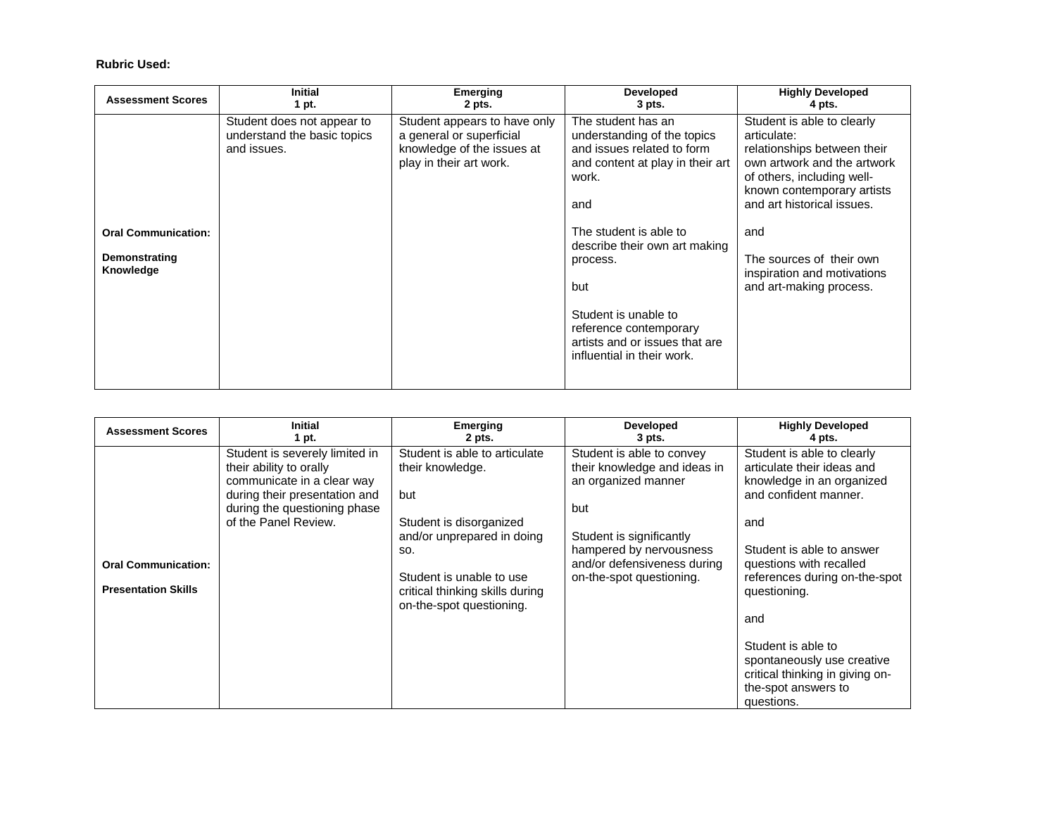**Rubric Used:**

| Assessment Scores | Initial<br>1 pt. | Emerging<br>2 pts. | Developed<br>3 pts. | Highly Developed<br>4 pts. |
|---|---|---|---|---|
| **Oral Communication:**<br><br>**Demonstrating Knowledge** | Student does not appear to understand the basic topics and issues. | Student appears to have only a general or superficial knowledge of the issues at play in their art work. | The student has an understanding of the topics and issues related to form and content at play in their art work.<br><br>and<br><br>The student is able to describe their own art making process.<br><br>but<br><br>Student is unable to reference contemporary artists and or issues that are influential in their work. | Student is able to clearly articulate:<br>relationships between their own artwork and the artwork of others, including well-known contemporary artists and art historical issues.<br><br>and<br><br>The sources of their own inspiration and motivations and art-making process. |

| Assessment Scores | Initial<br>1 pt. | Emerging<br>2 pts. | Developed<br>3 pts. | Highly Developed<br>4 pts. |
|---|---|---|---|---|
| **Oral Communication:**<br><br>**Presentation Skills** | Student is severely limited in their ability to orally communicate in a clear way during their presentation and during the questioning phase of the Panel Review. | Student is able to articulate their knowledge.<br><br>but<br><br>Student is disorganized and/or unprepared in doing so.<br><br>Student is unable to use critical thinking skills during on-the-spot questioning. | Student is able to convey their knowledge and ideas in an organized manner<br><br>but<br><br>Student is significantly hampered by nervousness and/or defensiveness during on-the-spot questioning. | Student is able to clearly articulate their ideas and knowledge in an organized and confident manner.<br><br>and<br><br>Student is able to answer questions with recalled references during on-the-spot questioning.<br><br>and<br><br>Student is able to spontaneously use creative critical thinking in giving on-the-spot answers to questions. |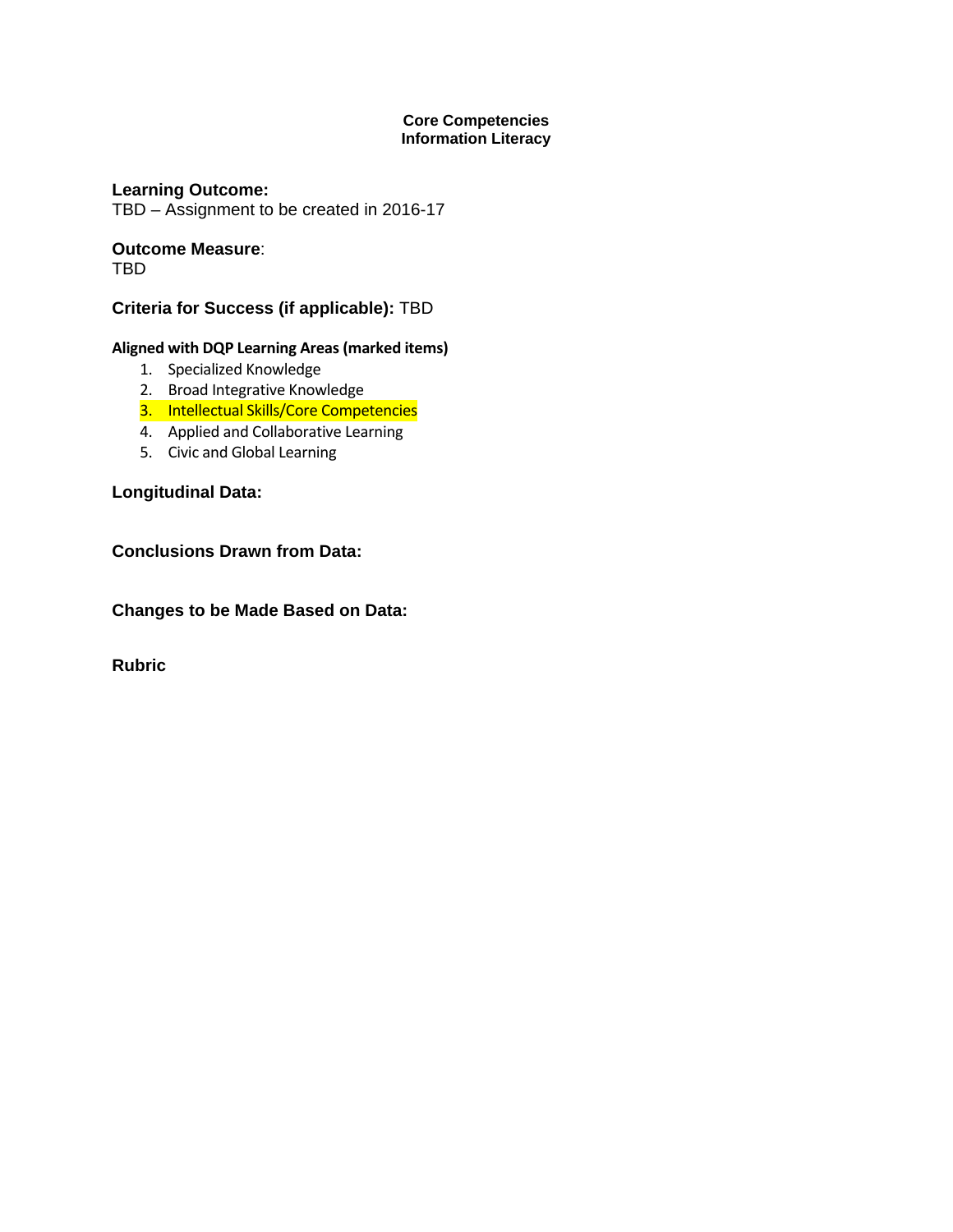**Core Competencies**
**Information Literacy**

**Learning Outcome:**
TBD – Assignment to be created in 2016-17

**Outcome Measure**:
TBD

**Criteria for Success (if applicable):** TBD

**Aligned with DQP Learning Areas (marked items)**

1. Specialized Knowledge
2. Broad Integrative Knowledge
3. Intellectual Skills/Core Competencies
4. Applied and Collaborative Learning
5. Civic and Global Learning

**Longitudinal Data:**

**Conclusions Drawn from Data:**

**Changes to be Made Based on Data:**

**Rubric**